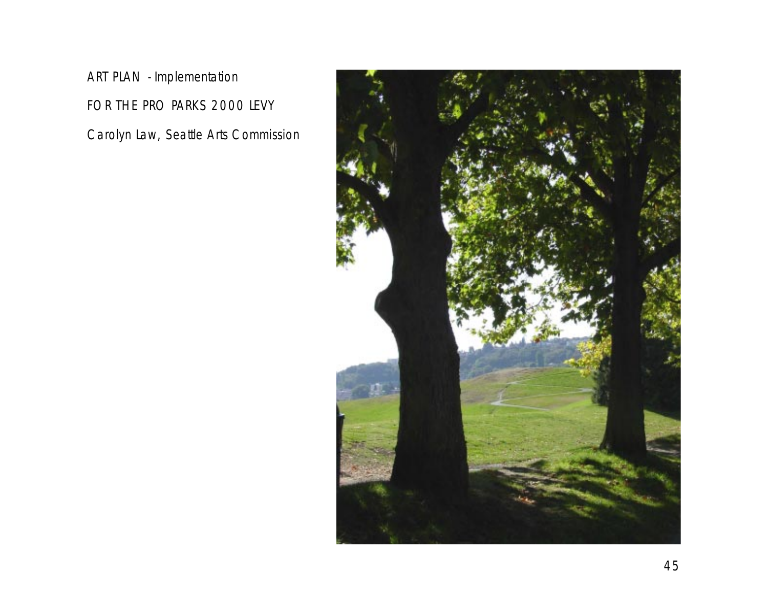ART PLAN - Implementation

FOR THE PRO PARKS 2000 LEVY

Carolyn Law, Seattle Arts Commission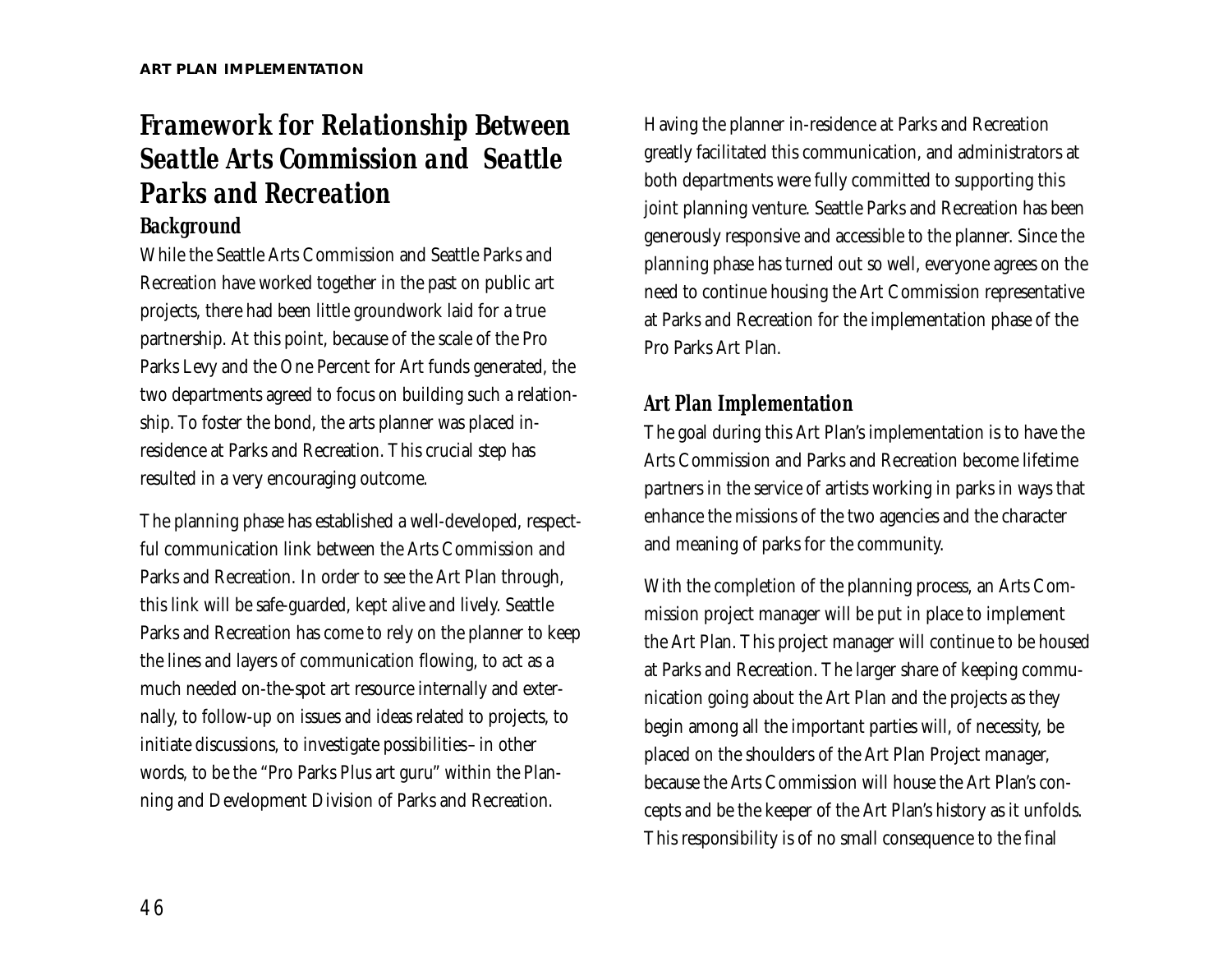## Framework for Relationship Between Seattle Arts Commission and Seattle Parks and Recreation

### Background

While the Seattle Arts Commission and Seattle Parks and Recreation have worked together in the past on public art projects, there had been little groundwork laid for a true partnership. At this point, because of the scale of the Pro Parks Levy and the One Percent for Art funds generated, the two departments agreed to focus on building such a relationship. To foster the bond, the arts planner was placed in-residence at Parks and Recreation. This crucial step has resulted in a very encouraging outcome.

The planning phase has established a well-developed, respectful communication link between the Arts Commission and Parks and Recreation. In order to see the Art Plan through, this link will be safe-guarded, kept alive and lively. Seattle Parks and Recreation has come to rely on the planner to keep the lines and layers of communication flowing, to act as a much needed on-the-spot art resource internally and externally, to follow-up on issues and ideas related to projects, to initiate discussions, to investigate possibilities– in other words, to be the "Pro Parks Plus art guru" within the Planning and Development Division of Parks and Recreation.

Having the planner in-residence at Parks and Recreation greatly facilitated this communication, and administrators at both departments were fully committed to supporting this joint planning venture. Seattle Parks and Recreation has been generously responsive and accessible to the planner. Since the planning phase has turned out so well, everyone agrees on the need to continue housing the Art Commission representative at Parks and Recreation for the implementation phase of the Pro Parks Art Plan.

### Art Plan Implementation

The goal during this Art Plan's implementation is to have the Arts Commission and Parks and Recreation become lifetime partners in the service of artists working in parks in ways that enhance the missions of the two agencies and the character and meaning of parks for the community.

With the completion of the planning process, an Arts Commission project manager will be put in place to implement the Art Plan. This project manager will continue to be housed at Parks and Recreation. The larger share of keeping communication going about the Art Plan and the projects as they begin among all the important parties will, of necessity, be placed on the shoulders of the Art Plan Project manager, because the Arts Commission will house the Art Plan's concepts and be the keeper of the Art Plan's history as it unfolds. This responsibility is of no small consequence to the final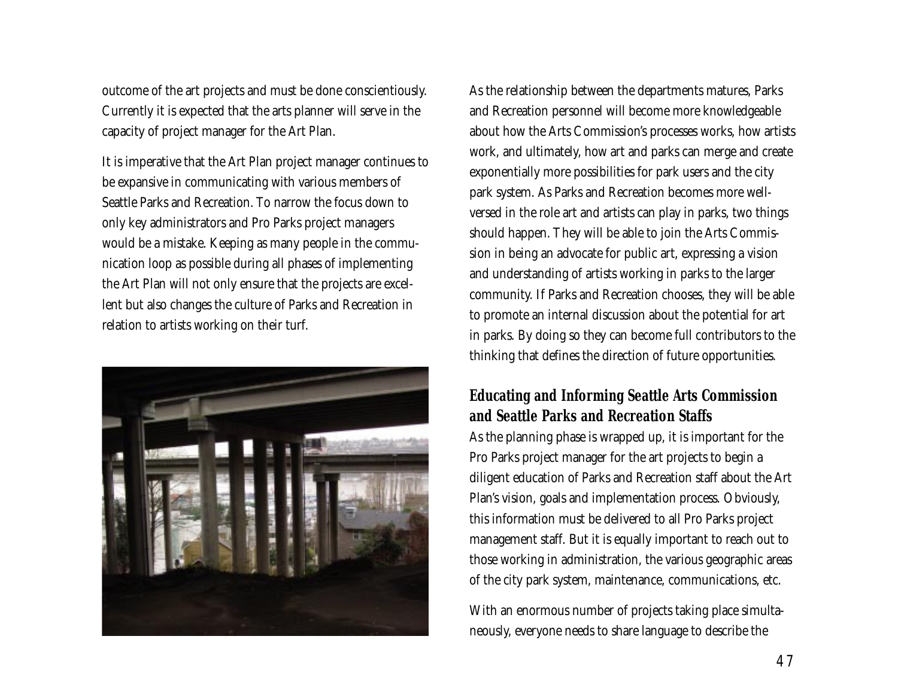outcome of the art projects and must be done conscientiously. Currently it is expected that the arts planner will serve in the capacity of project manager for the Art Plan.

It is imperative that the Art Plan project manager continues to be expansive in communicating with various members of Seattle Parks and Recreation. To narrow the focus down to only key administrators and Pro Parks project managers would be a mistake. Keeping as many people in the communication loop as possible during all phases of implementing the Art Plan will not only ensure that the projects are excellent but also changes the culture of Parks and Recreation in relation to artists working on their turf.

As the relationship between the departments matures, Parks and Recreation personnel will become more knowledgeable about how the Arts Commission's processes works, how artists work, and ultimately, how art and parks can merge and create exponentially more possibilities for park users and the city park system. As Parks and Recreation becomes more well-versed in the role art and artists can play in parks, two things should happen. They will be able to join the Arts Commission in being an advocate for public art, expressing a vision and understanding of artists working in parks to the larger community. If Parks and Recreation chooses, they will be able to promote an internal discussion about the potential for art in parks. By doing so they can become full contributors to the thinking that defines the direction of future opportunities.

### Educating and Informing Seattle Arts Commission and Seattle Parks and Recreation Staffs

As the planning phase is wrapped up, it is important for the Pro Parks project manager for the art projects to begin a diligent education of Parks and Recreation staff about the Art Plan's vision, goals and implementation process. Obviously, this information must be delivered to all Pro Parks project management staff. But it is equally important to reach out to those working in administration, the various geographic areas of the city park system, maintenance, communications, etc.

With an enormous number of projects taking place simultaneously, everyone needs to share language to describe the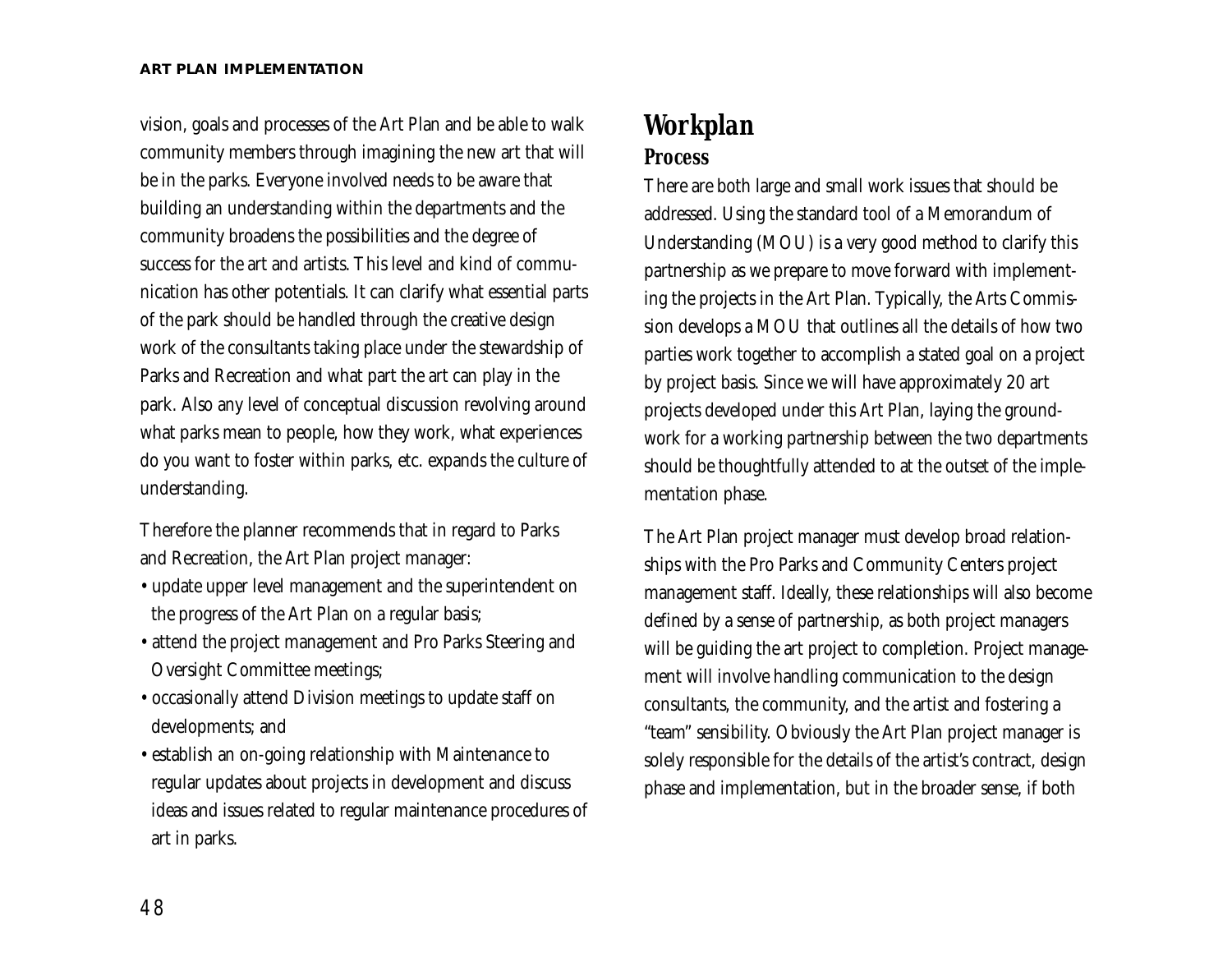vision, goals and processes of the Art Plan and be able to walk community members through imagining the new art that will be in the parks. Everyone involved needs to be aware that building an understanding within the departments and the community broadens the possibilities and the degree of success for the art and artists. This level and kind of communication has other potentials. It can clarify what essential parts of the park should be handled through the creative design work of the consultants taking place under the stewardship of Parks and Recreation and what part the art can play in the park. Also any level of conceptual discussion revolving around what parks mean to people, how they work, what experiences do you want to foster within parks, etc. expands the culture of understanding.

Therefore the planner recommends that in regard to Parks and Recreation, the Art Plan project manager:

- update upper level management and the superintendent on the progress of the Art Plan on a regular basis;
- attend the project management and Pro Parks Steering and Oversight Committee meetings;
- occasionally attend Division meetings to update staff on developments; and
- establish an on-going relationship with Maintenance to regular updates about projects in development and discuss ideas and issues related to regular maintenance procedures of art in parks.

# Workplan

## Process

There are both large and small work issues that should be addressed. Using the standard tool of a Memorandum of Understanding (MOU) is a very good method to clarify this partnership as we prepare to move forward with implementing the projects in the Art Plan. Typically, the Arts Commission develops a MOU that outlines all the details of how two parties work together to accomplish a stated goal on a project by project basis. Since we will have approximately 20 art projects developed under this Art Plan, laying the groundwork for a working partnership between the two departments should be thoughtfully attended to at the outset of the implementation phase.

The Art Plan project manager must develop broad relationships with the Pro Parks and Community Centers project management staff. Ideally, these relationships will also become defined by a sense of partnership, as both project managers will be guiding the art project to completion. Project management will involve handling communication to the design consultants, the community, and the artist and fostering a "team" sensibility. Obviously the Art Plan project manager is solely responsible for the details of the artist's contract, design phase and implementation, but in the broader sense, if both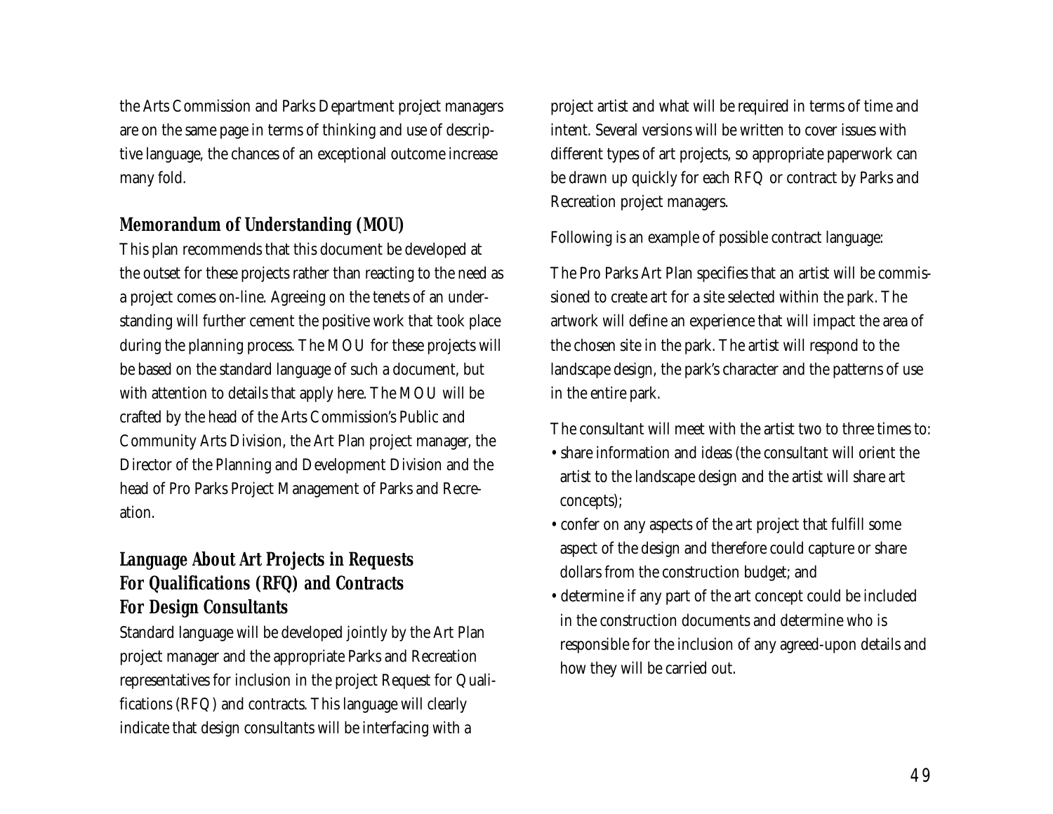the Arts Commission and Parks Department project managers are on the same page in terms of thinking and use of descriptive language, the chances of an exceptional outcome increase many fold.

### Memorandum of Understanding (MOU)

This plan recommends that this document be developed at the outset for these projects rather than reacting to the need as a project comes on-line. Agreeing on the tenets of an understanding will further cement the positive work that took place during the planning process. The MOU for these projects will be based on the standard language of such a document, but with attention to details that apply here. The MOU will be crafted by the head of the Arts Commission's Public and Community Arts Division, the Art Plan project manager, the Director of the Planning and Development Division and the head of Pro Parks Project Management of Parks and Recreation.

### Language About Art Projects in Requests For Qualifications (RFQ) and Contracts For Design Consultants

Standard language will be developed jointly by the Art Plan project manager and the appropriate Parks and Recreation representatives for inclusion in the project Request for Qualifications (RFQ) and contracts. This language will clearly indicate that design consultants will be interfacing with a project artist and what will be required in terms of time and intent. Several versions will be written to cover issues with different types of art projects, so appropriate paperwork can be drawn up quickly for each RFQ or contract by Parks and Recreation project managers.

Following is an example of possible contract language:

The Pro Parks Art Plan specifies that an artist will be commissioned to create art for a site selected within the park. The artwork will define an experience that will impact the area of the chosen site in the park. The artist will respond to the landscape design, the park's character and the patterns of use in the entire park.

The consultant will meet with the artist two to three times to:

- share information and ideas (the consultant will orient the artist to the landscape design and the artist will share art concepts);
- confer on any aspects of the art project that fulfill some aspect of the design and therefore could capture or share dollars from the construction budget; and
- determine if any part of the art concept could be included in the construction documents and determine who is responsible for the inclusion of any agreed-upon details and how they will be carried out.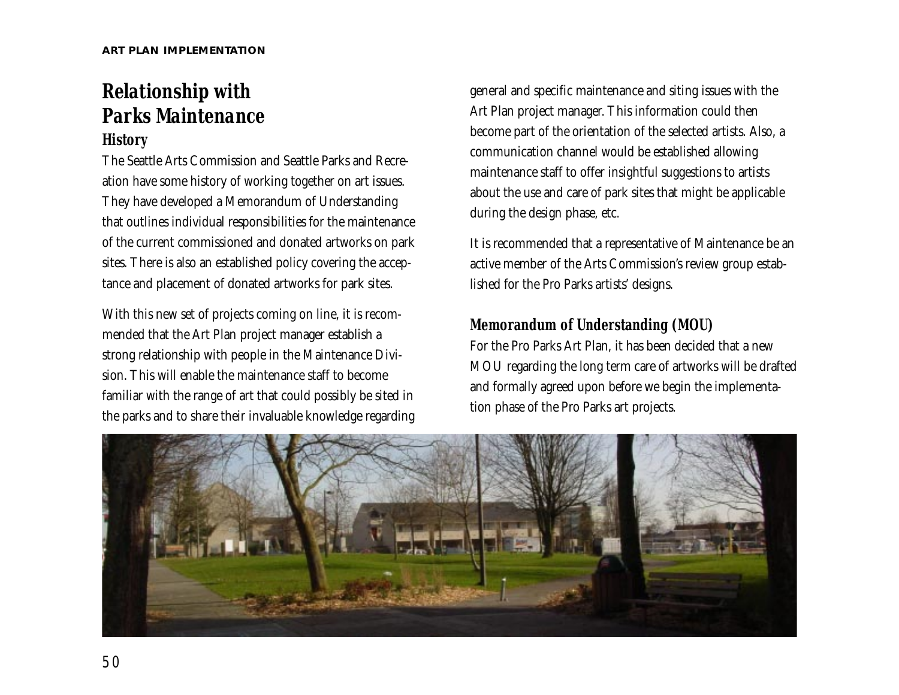## Relationship with Parks Maintenance

### History

The Seattle Arts Commission and Seattle Parks and Recreation have some history of working together on art issues. They have developed a Memorandum of Understanding that outlines individual responsibilities for the maintenance of the current commissioned and donated artworks on park sites. There is also an established policy covering the acceptance and placement of donated artworks for park sites.

With this new set of projects coming on line, it is recommended that the Art Plan project manager establish a strong relationship with people in the Maintenance Division. This will enable the maintenance staff to become familiar with the range of art that could possibly be sited in the parks and to share their invaluable knowledge regarding general and specific maintenance and siting issues with the Art Plan project manager. This information could then become part of the orientation of the selected artists. Also, a communication channel would be established allowing maintenance staff to offer insightful suggestions to artists about the use and care of park sites that might be applicable during the design phase, etc.

It is recommended that a representative of Maintenance be an active member of the Arts Commission's review group established for the Pro Parks artists' designs.

### Memorandum of Understanding (MOU)

For the Pro Parks Art Plan, it has been decided that a new MOU regarding the long term care of artworks will be drafted and formally agreed upon before we begin the implementation phase of the Pro Parks art projects.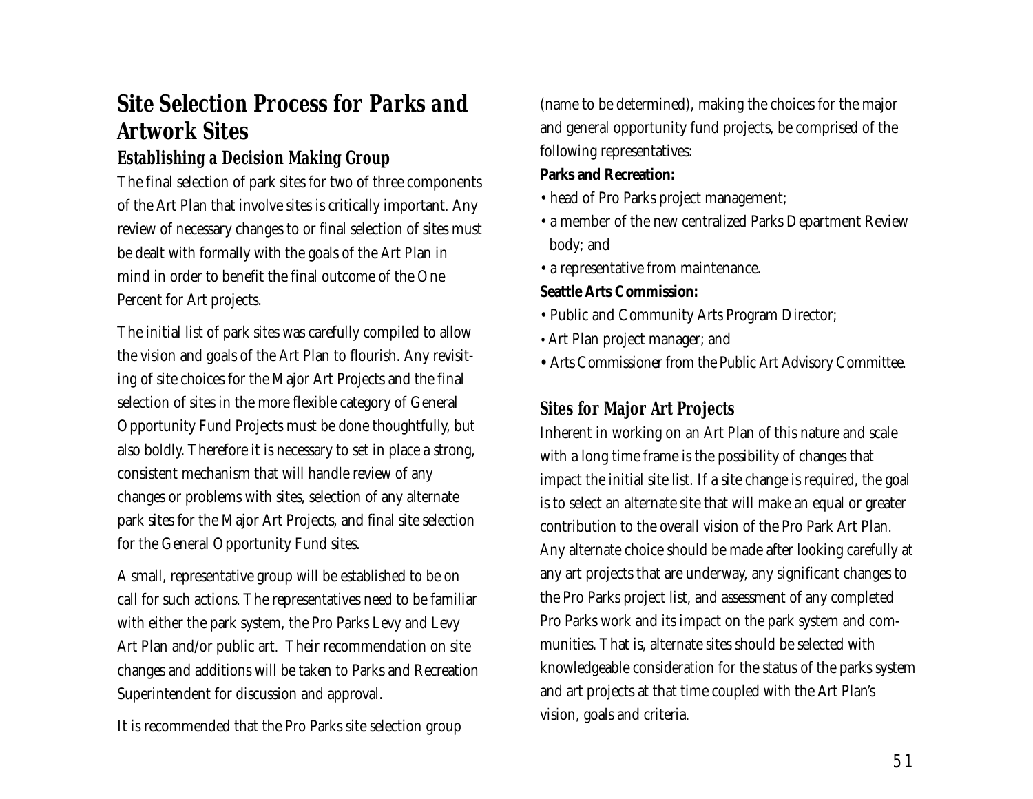# Site Selection Process for Parks and Artwork Sites

## Establishing a Decision Making Group

The final selection of park sites for two of three components of the Art Plan that involve sites is critically important. Any review of necessary changes to or final selection of sites must be dealt with formally with the goals of the Art Plan in mind in order to benefit the final outcome of the One Percent for Art projects.

The initial list of park sites was carefully compiled to allow the vision and goals of the Art Plan to flourish. Any revisiting of site choices for the Major Art Projects and the final selection of sites in the more flexible category of General Opportunity Fund Projects must be done thoughtfully, but also boldly. Therefore it is necessary to set in place a strong, consistent mechanism that will handle review of any changes or problems with sites, selection of any alternate park sites for the Major Art Projects, and final site selection for the General Opportunity Fund sites.

A small, representative group will be established to be on call for such actions. The representatives need to be familiar with either the park system, the Pro Parks Levy and Levy Art Plan and/or public art. Their recommendation on site changes and additions will be taken to Parks and Recreation Superintendent for discussion and approval.

It is recommended that the Pro Parks site selection group (name to be determined), making the choices for the major and general opportunity fund projects, be comprised of the following representatives:

**Parks and Recreation:**

- head of Pro Parks project management;
- a member of the new centralized Parks Department Review body; and
- a representative from maintenance.

**Seattle Arts Commission:**

- Public and Community Arts Program Director;
- Art Plan project manager; and
- Arts Commissioner from the Public Art Advisory Committee.

## Sites for Major Art Projects

Inherent in working on an Art Plan of this nature and scale with a long time frame is the possibility of changes that impact the initial site list. If a site change is required, the goal is to select an alternate site that will make an equal or greater contribution to the overall vision of the Pro Park Art Plan. Any alternate choice should be made after looking carefully at any art projects that are underway, any significant changes to the Pro Parks project list, and assessment of any completed Pro Parks work and its impact on the park system and communities. That is, alternate sites should be selected with knowledgeable consideration for the status of the parks system and art projects at that time coupled with the Art Plan's vision, goals and criteria.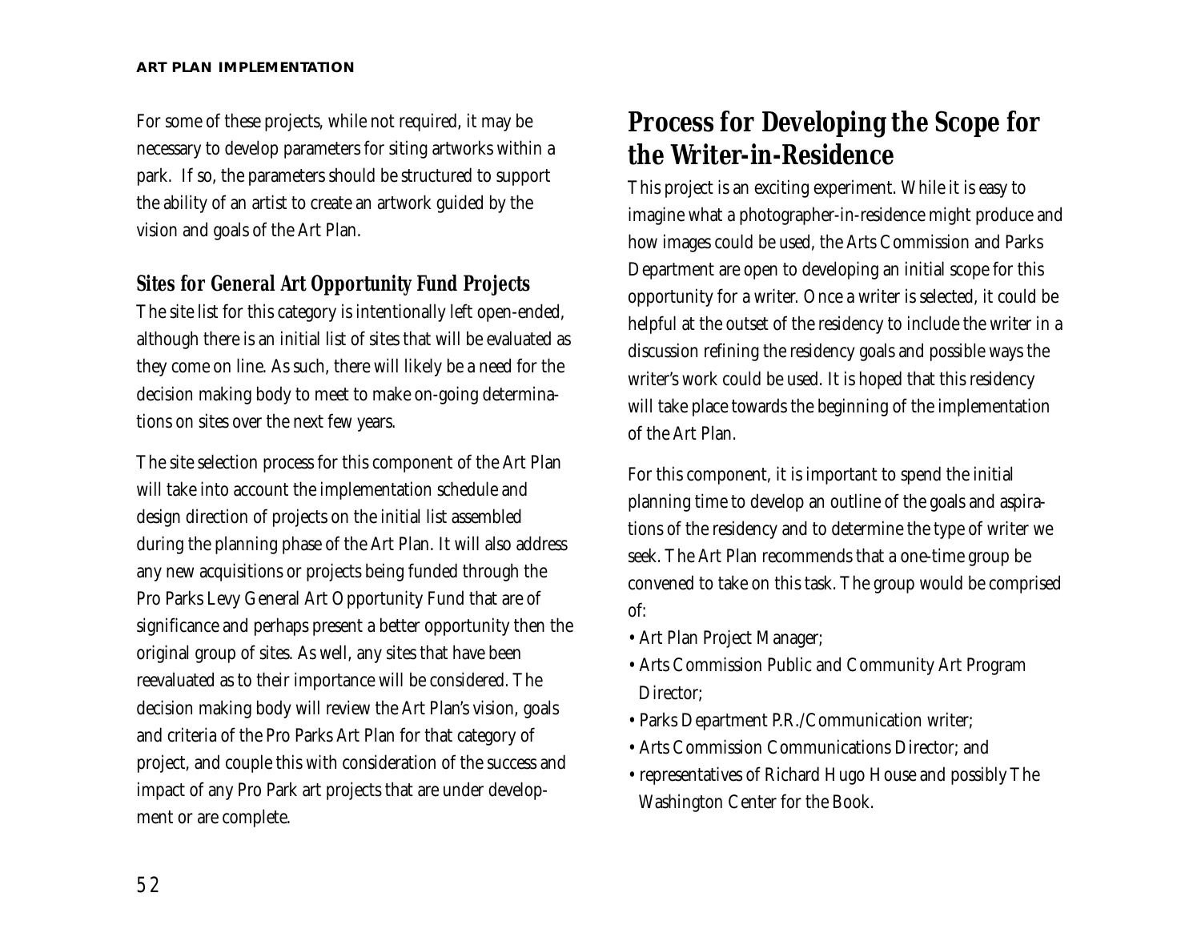For some of these projects, while not required, it may be necessary to develop parameters for siting artworks within a park. If so, the parameters should be structured to support the ability of an artist to create an artwork guided by the vision and goals of the Art Plan.

### Sites for General Art Opportunity Fund Projects

The site list for this category is intentionally left open-ended, although there is an initial list of sites that will be evaluated as they come on line. As such, there will likely be a need for the decision making body to meet to make on-going determinations on sites over the next few years.

The site selection process for this component of the Art Plan will take into account the implementation schedule and design direction of projects on the initial list assembled during the planning phase of the Art Plan. It will also address any new acquisitions or projects being funded through the Pro Parks Levy General Art Opportunity Fund that are of significance and perhaps present a better opportunity then the original group of sites. As well, any sites that have been reevaluated as to their importance will be considered. The decision making body will review the Art Plan's vision, goals and criteria of the Pro Parks Art Plan for that category of project, and couple this with consideration of the success and impact of any Pro Park art projects that are under development or are complete.

## Process for Developing the Scope for the Writer-in-Residence

This project is an exciting experiment. While it is easy to imagine what a photographer-in-residence might produce and how images could be used, the Arts Commission and Parks Department are open to developing an initial scope for this opportunity for a writer. Once a writer is selected, it could be helpful at the outset of the residency to include the writer in a discussion refining the residency goals and possible ways the writer's work could be used. It is hoped that this residency will take place towards the beginning of the implementation of the Art Plan.

For this component, it is important to spend the initial planning time to develop an outline of the goals and aspirations of the residency and to determine the type of writer we seek. The Art Plan recommends that a one-time group be convened to take on this task. The group would be comprised of:

- Art Plan Project Manager;
- Arts Commission Public and Community Art Program Director;
- Parks Department P.R./Communication writer;
- Arts Commission Communications Director; and
- representatives of Richard Hugo House and possibly The Washington Center for the Book.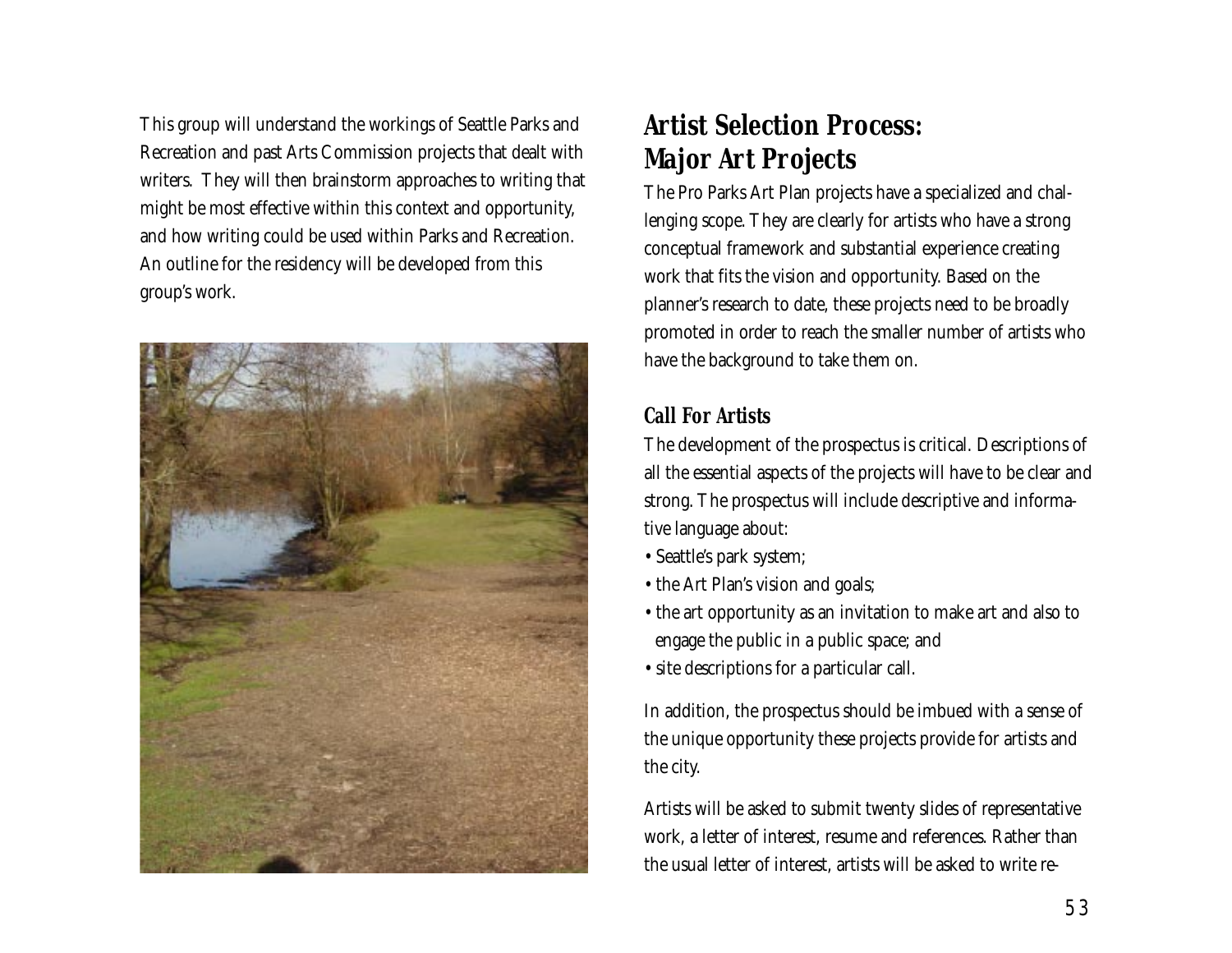This group will understand the workings of Seattle Parks and Recreation and past Arts Commission projects that dealt with writers. They will then brainstorm approaches to writing that might be most effective within this context and opportunity, and how writing could be used within Parks and Recreation. An outline for the residency will be developed from this group's work.

## Artist Selection Process: Major Art Projects

The Pro Parks Art Plan projects have a specialized and challenging scope. They are clearly for artists who have a strong conceptual framework and substantial experience creating work that fits the vision and opportunity. Based on the planner's research to date, these projects need to be broadly promoted in order to reach the smaller number of artists who have the background to take them on.

### Call For Artists

The development of the prospectus is critical. Descriptions of all the essential aspects of the projects will have to be clear and strong. The prospectus will include descriptive and informative language about:

- Seattle's park system;
- the Art Plan's vision and goals;
- the art opportunity as an invitation to make art and also to engage the public in a public space; and
- site descriptions for a particular call.

In addition, the prospectus should be imbued with a sense of the unique opportunity these projects provide for artists and the city.

Artists will be asked to submit twenty slides of representative work, a letter of interest, resume and references. Rather than the usual letter of interest, artists will be asked to write re-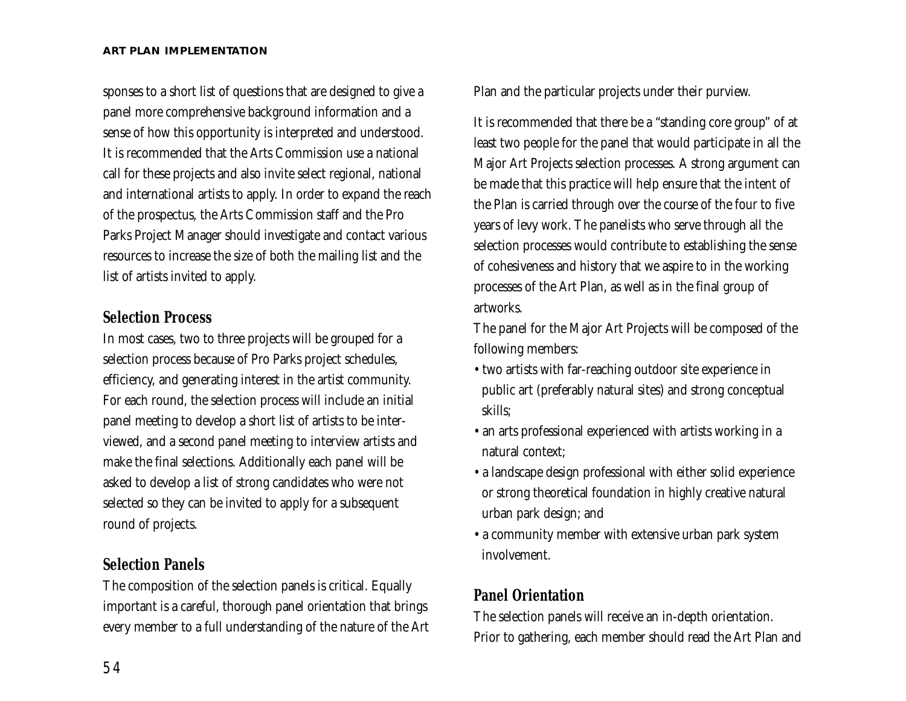sponses to a short list of questions that are designed to give a panel more comprehensive background information and a sense of how this opportunity is interpreted and understood. It is recommended that the Arts Commission use a national call for these projects and also invite select regional, national and international artists to apply. In order to expand the reach of the prospectus, the Arts Commission staff and the Pro Parks Project Manager should investigate and contact various resources to increase the size of both the mailing list and the list of artists invited to apply.

### Selection Process

In most cases, two to three projects will be grouped for a selection process because of Pro Parks project schedules, efficiency, and generating interest in the artist community. For each round, the selection process will include an initial panel meeting to develop a short list of artists to be interviewed, and a second panel meeting to interview artists and make the final selections. Additionally each panel will be asked to develop a list of strong candidates who were not selected so they can be invited to apply for a subsequent round of projects.

### Selection Panels

The composition of the selection panels is critical. Equally important is a careful, thorough panel orientation that brings every member to a full understanding of the nature of the Art Plan and the particular projects under their purview.

It is recommended that there be a "standing core group" of at least two people for the panel that would participate in all the Major Art Projects selection processes. A strong argument can be made that this practice will help ensure that the intent of the Plan is carried through over the course of the four to five years of levy work. The panelists who serve through all the selection processes would contribute to establishing the sense of cohesiveness and history that we aspire to in the working processes of the Art Plan, as well as in the final group of artworks.

The panel for the Major Art Projects will be composed of the following members:

- two artists with far-reaching outdoor site experience in public art (preferably natural sites) and strong conceptual skills;
- an arts professional experienced with artists working in a natural context;
- a landscape design professional with either solid experience or strong theoretical foundation in highly creative natural urban park design; and
- a community member with extensive urban park system involvement.

### Panel Orientation

The selection panels will receive an in-depth orientation. Prior to gathering, each member should read the Art Plan and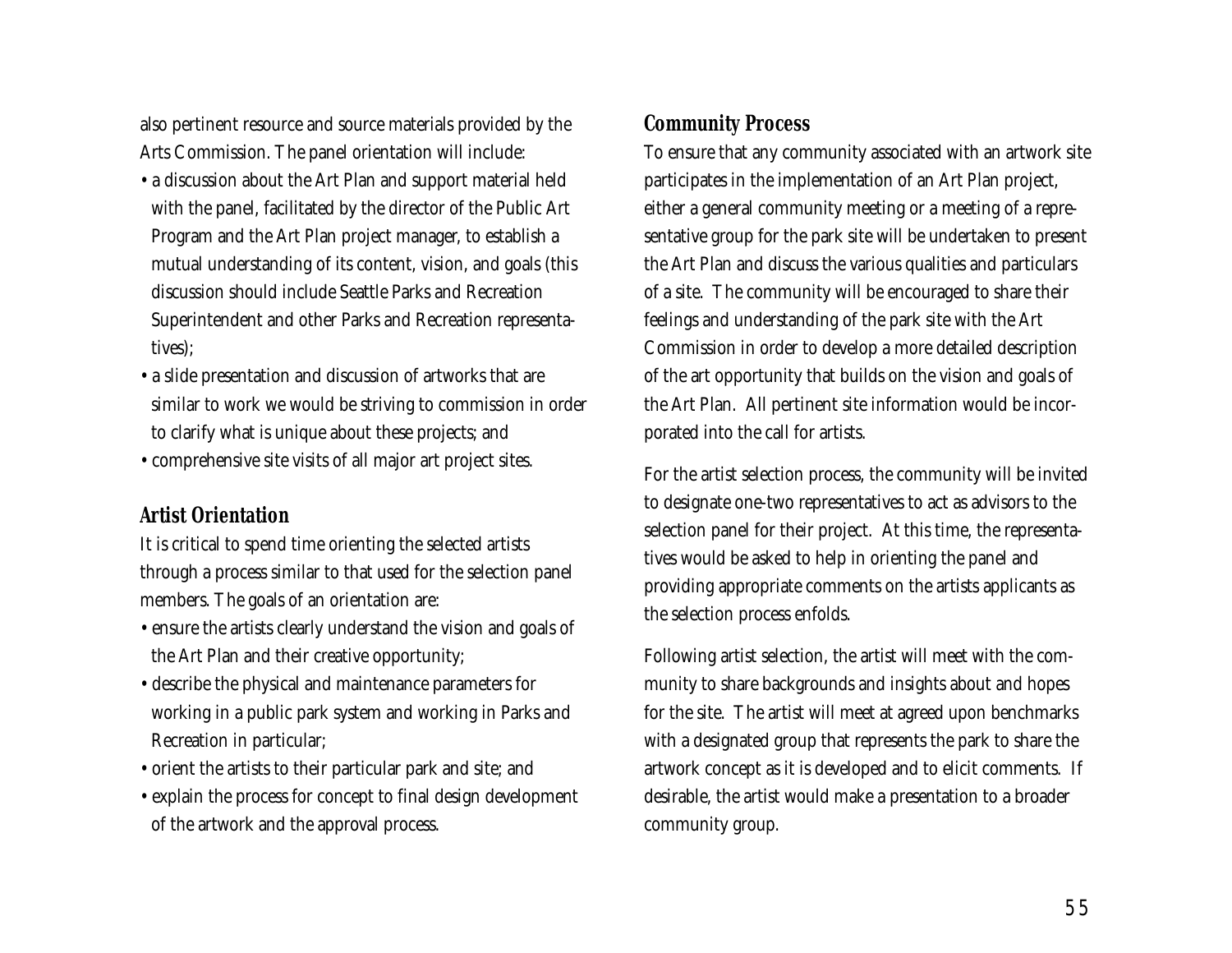also pertinent resource and source materials provided by the Arts Commission. The panel orientation will include:

- a discussion about the Art Plan and support material held with the panel, facilitated by the director of the Public Art Program and the Art Plan project manager, to establish a mutual understanding of its content, vision, and goals (this discussion should include Seattle Parks and Recreation Superintendent and other Parks and Recreation representatives);
- a slide presentation and discussion of artworks that are similar to work we would be striving to commission in order to clarify what is unique about these projects; and
- comprehensive site visits of all major art project sites.

### Artist Orientation

It is critical to spend time orienting the selected artists through a process similar to that used for the selection panel members. The goals of an orientation are:

- ensure the artists clearly understand the vision and goals of the Art Plan and their creative opportunity;
- describe the physical and maintenance parameters for working in a public park system and working in Parks and Recreation in particular;
- orient the artists to their particular park and site; and
- explain the process for concept to final design development of the artwork and the approval process.

### Community Process

To ensure that any community associated with an artwork site participates in the implementation of an Art Plan project, either a general community meeting or a meeting of a representative group for the park site will be undertaken to present the Art Plan and discuss the various qualities and particulars of a site. The community will be encouraged to share their feelings and understanding of the park site with the Art Commission in order to develop a more detailed description of the art opportunity that builds on the vision and goals of the Art Plan. All pertinent site information would be incorporated into the call for artists.

For the artist selection process, the community will be invited to designate one-two representatives to act as advisors to the selection panel for their project. At this time, the representatives would be asked to help in orienting the panel and providing appropriate comments on the artists applicants as the selection process enfolds.

Following artist selection, the artist will meet with the community to share backgrounds and insights about and hopes for the site. The artist will meet at agreed upon benchmarks with a designated group that represents the park to share the artwork concept as it is developed and to elicit comments. If desirable, the artist would make a presentation to a broader community group.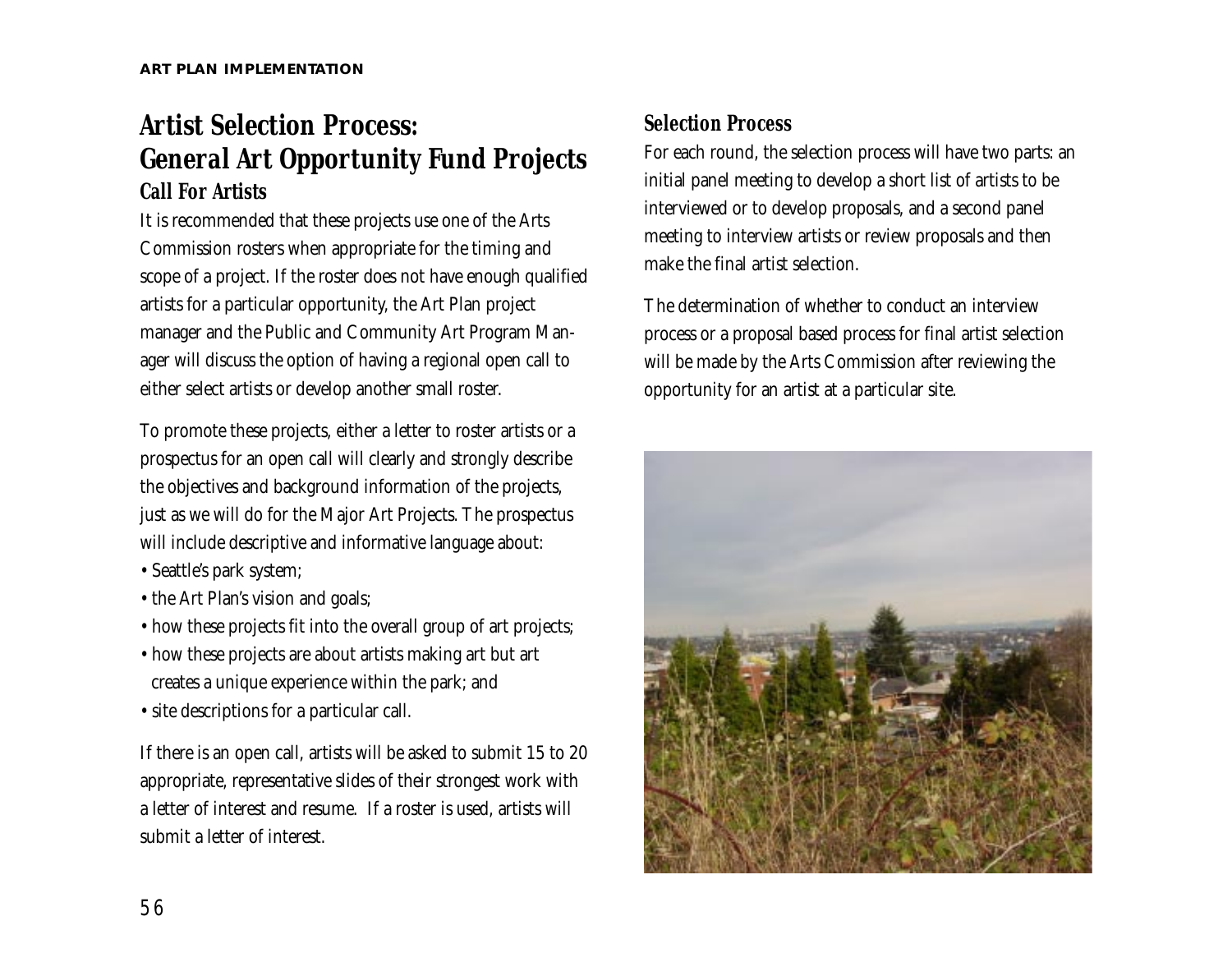## Artist Selection Process: General Art Opportunity Fund Projects

### Call For Artists

It is recommended that these projects use one of the Arts Commission rosters when appropriate for the timing and scope of a project. If the roster does not have enough qualified artists for a particular opportunity, the Art Plan project manager and the Public and Community Art Program Manager will discuss the option of having a regional open call to either select artists or develop another small roster.

To promote these projects, either a letter to roster artists or a prospectus for an open call will clearly and strongly describe the objectives and background information of the projects, just as we will do for the Major Art Projects. The prospectus will include descriptive and informative language about:

- Seattle's park system;
- the Art Plan's vision and goals;
- how these projects fit into the overall group of art projects;
- how these projects are about artists making art but art creates a unique experience within the park; and
- site descriptions for a particular call.

If there is an open call, artists will be asked to submit 15 to 20 appropriate, representative slides of their strongest work with a letter of interest and resume. If a roster is used, artists will submit a letter of interest.

### Selection Process

For each round, the selection process will have two parts: an initial panel meeting to develop a short list of artists to be interviewed or to develop proposals, and a second panel meeting to interview artists or review proposals and then make the final artist selection.

The determination of whether to conduct an interview process or a proposal based process for final artist selection will be made by the Arts Commission after reviewing the opportunity for an artist at a particular site.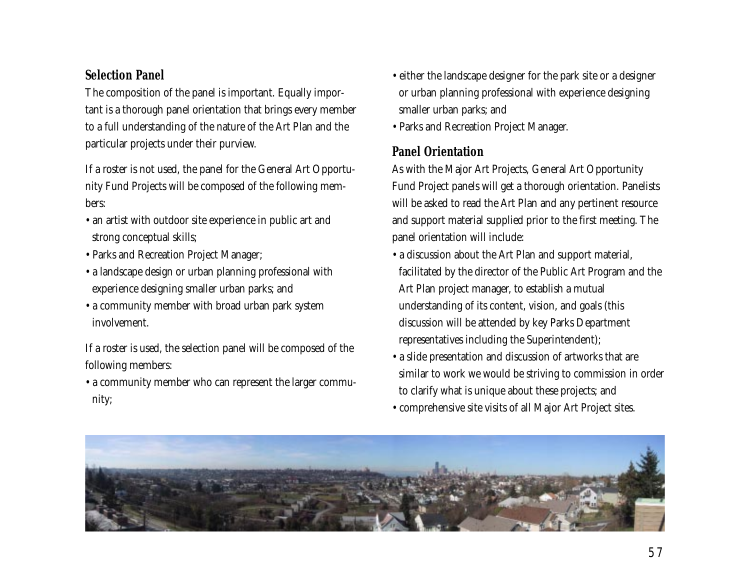## Selection Panel

The composition of the panel is important. Equally important is a thorough panel orientation that brings every member to a full understanding of the nature of the Art Plan and the particular projects under their purview.

If a roster is not used, the panel for the General Art Opportunity Fund Projects will be composed of the following members:

- an artist with outdoor site experience in public art and strong conceptual skills;
- Parks and Recreation Project Manager;
- a landscape design or urban planning professional with experience designing smaller urban parks; and
- a community member with broad urban park system involvement.

If a roster is used, the selection panel will be composed of the following members:

- a community member who can represent the larger community;
- either the landscape designer for the park site or a designer or urban planning professional with experience designing smaller urban parks; and
- Parks and Recreation Project Manager.

## Panel Orientation

As with the Major Art Projects, General Art Opportunity Fund Project panels will get a thorough orientation. Panelists will be asked to read the Art Plan and any pertinent resource and support material supplied prior to the first meeting. The panel orientation will include:

- a discussion about the Art Plan and support material, facilitated by the director of the Public Art Program and the Art Plan project manager, to establish a mutual understanding of its content, vision, and goals (this discussion will be attended by key Parks Department representatives including the Superintendent);
- a slide presentation and discussion of artworks that are similar to work we would be striving to commission in order to clarify what is unique about these projects; and
- comprehensive site visits of all Major Art Project sites.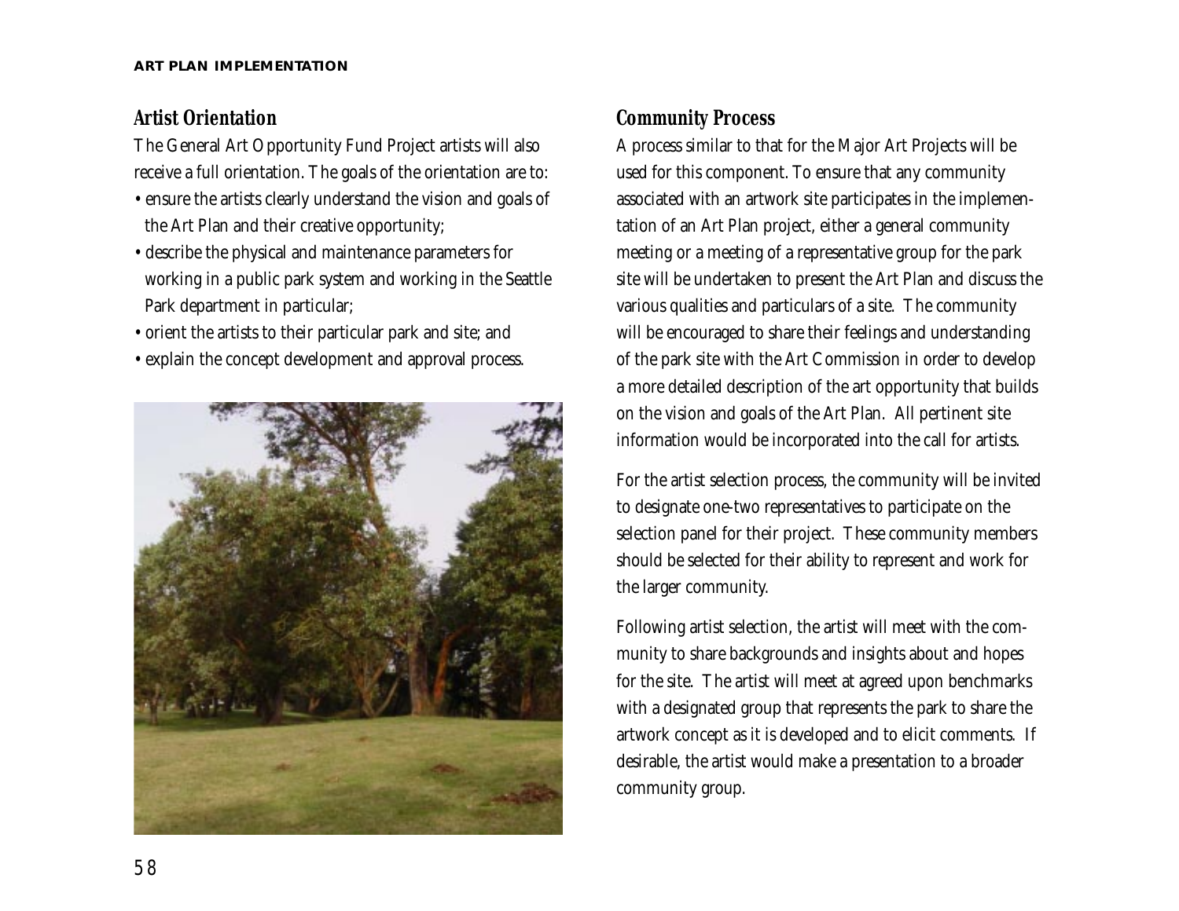## Artist Orientation

The General Art Opportunity Fund Project artists will also receive a full orientation. The goals of the orientation are to:

- ensure the artists clearly understand the vision and goals of the Art Plan and their creative opportunity;
- describe the physical and maintenance parameters for working in a public park system and working in the Seattle Park department in particular;
- orient the artists to their particular park and site; and
- explain the concept development and approval process.

## Community Process

A process similar to that for the Major Art Projects will be used for this component. To ensure that any community associated with an artwork site participates in the implementation of an Art Plan project, either a general community meeting or a meeting of a representative group for the park site will be undertaken to present the Art Plan and discuss the various qualities and particulars of a site. The community will be encouraged to share their feelings and understanding of the park site with the Art Commission in order to develop a more detailed description of the art opportunity that builds on the vision and goals of the Art Plan. All pertinent site information would be incorporated into the call for artists.

For the artist selection process, the community will be invited to designate one-two representatives to participate on the selection panel for their project. These community members should be selected for their ability to represent and work for the larger community.

Following artist selection, the artist will meet with the community to share backgrounds and insights about and hopes for the site. The artist will meet at agreed upon benchmarks with a designated group that represents the park to share the artwork concept as it is developed and to elicit comments. If desirable, the artist would make a presentation to a broader community group.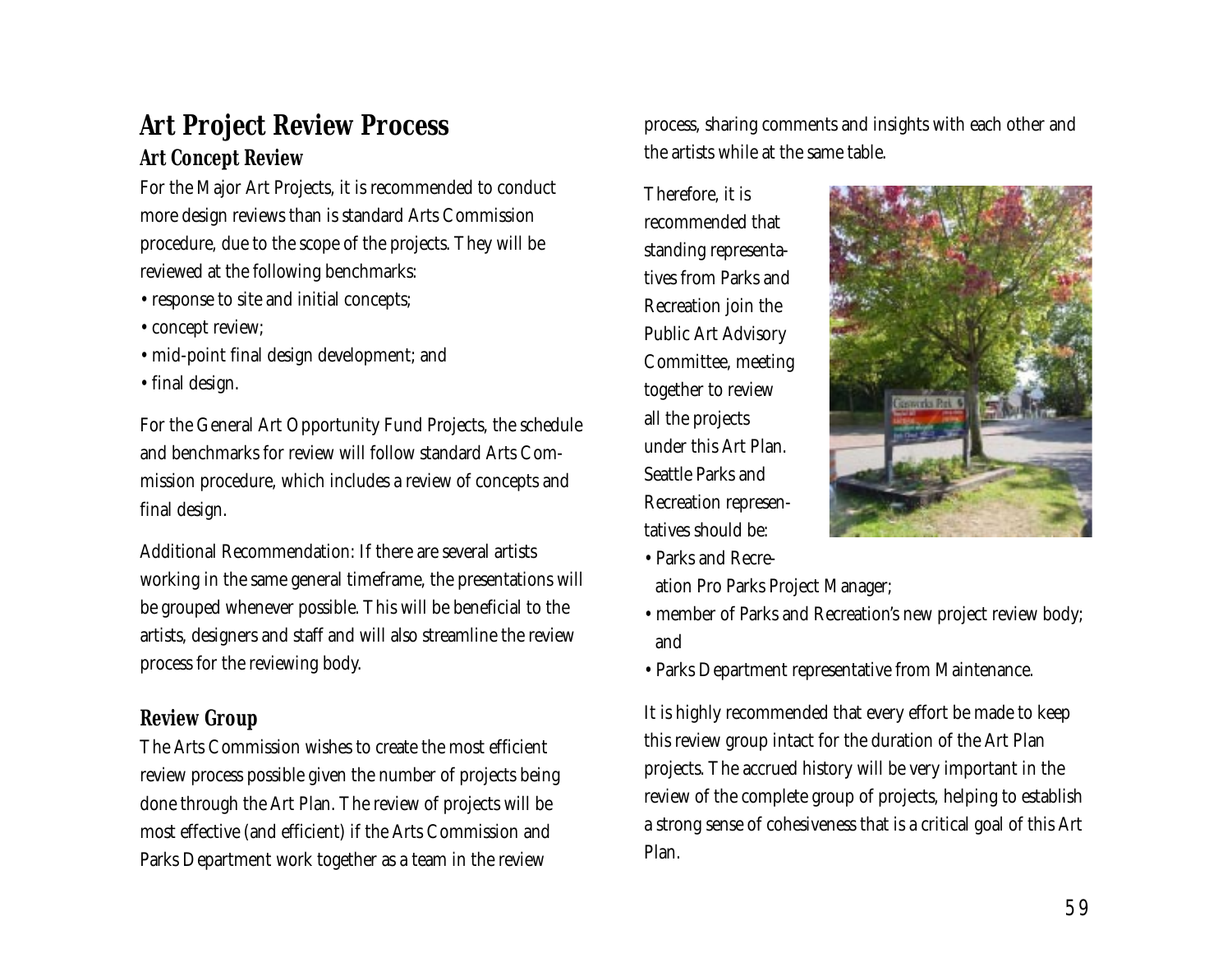# Art Project Review Process

## Art Concept Review

For the Major Art Projects, it is recommended to conduct more design reviews than is standard Arts Commission procedure, due to the scope of the projects. They will be reviewed at the following benchmarks:

- response to site and initial concepts;
- concept review;
- mid-point final design development; and
- final design.

For the General Art Opportunity Fund Projects, the schedule and benchmarks for review will follow standard Arts Commission procedure, which includes a review of concepts and final design.

Additional Recommendation: If there are several artists working in the same general timeframe, the presentations will be grouped whenever possible. This will be beneficial to the artists, designers and staff and will also streamline the review process for the reviewing body.

## Review Group

The Arts Commission wishes to create the most efficient review process possible given the number of projects being done through the Art Plan. The review of projects will be most effective (and efficient) if the Arts Commission and Parks Department work together as a team in the review process, sharing comments and insights with each other and the artists while at the same table.

Therefore, it is recommended that standing representatives from Parks and Recreation join the Public Art Advisory Committee, meeting together to review all the projects under this Art Plan. Seattle Parks and Recreation representatives should be:

- Parks and Recreation Pro Parks Project Manager;
- member of Parks and Recreation's new project review body; and
- Parks Department representative from Maintenance.

It is highly recommended that every effort be made to keep this review group intact for the duration of the Art Plan projects. The accrued history will be very important in the review of the complete group of projects, helping to establish a strong sense of cohesiveness that is a critical goal of this Art Plan.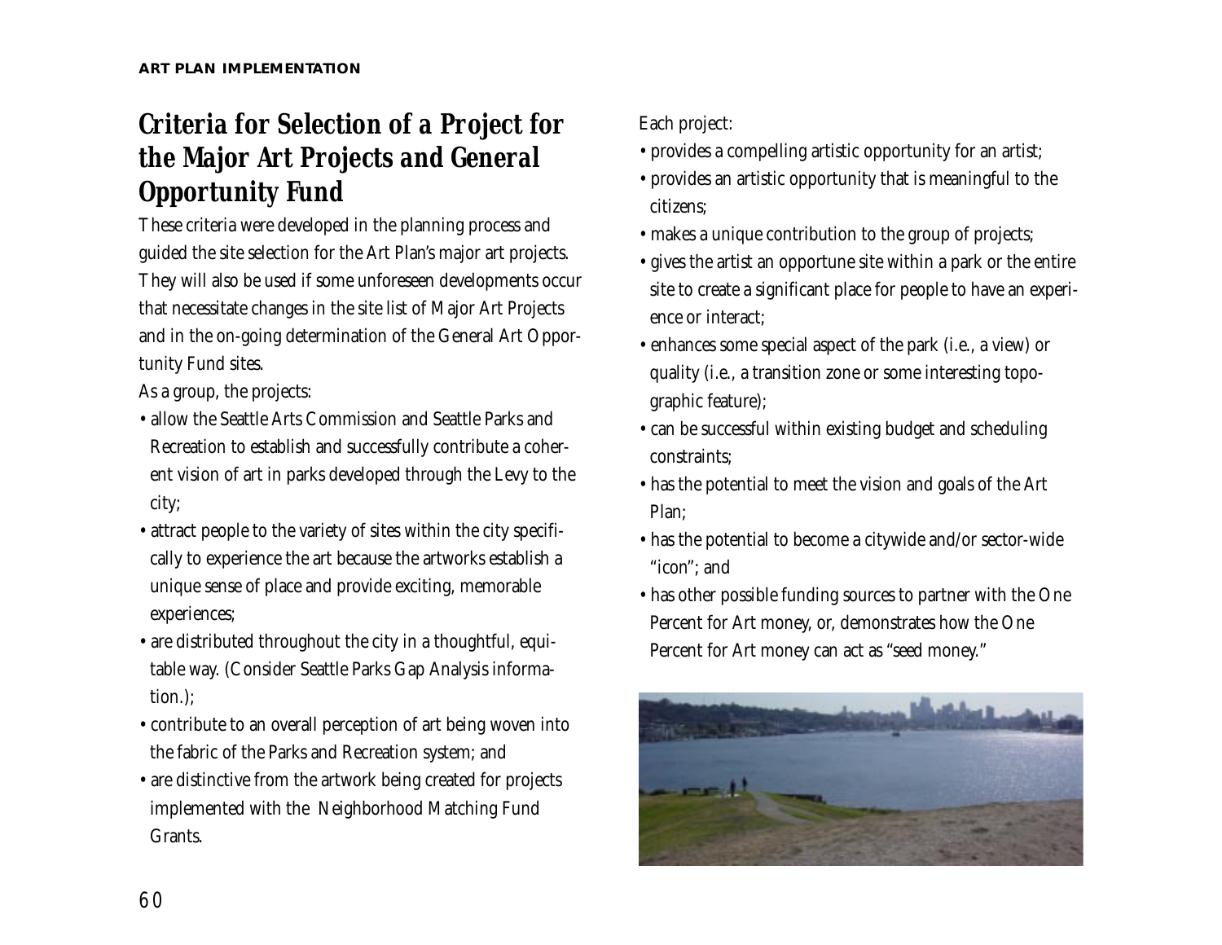## Criteria for Selection of a Project for the Major Art Projects and General Opportunity Fund

These criteria were developed in the planning process and guided the site selection for the Art Plan's major art projects. They will also be used if some unforeseen developments occur that necessitate changes in the site list of Major Art Projects and in the on-going determination of the General Art Opportunity Fund sites.

As a group, the projects:

- allow the Seattle Arts Commission and Seattle Parks and Recreation to establish and successfully contribute a coherent vision of art in parks developed through the Levy to the city;
- attract people to the variety of sites within the city specifically to experience the art because the artworks establish a unique sense of place and provide exciting, memorable experiences;
- are distributed throughout the city in a thoughtful, equitable way. (Consider Seattle Parks Gap Analysis information.);
- contribute to an overall perception of art being woven into the fabric of the Parks and Recreation system; and
- are distinctive from the artwork being created for projects implemented with the Neighborhood Matching Fund Grants.

Each project:

- provides a compelling artistic opportunity for an artist;
- provides an artistic opportunity that is meaningful to the citizens;
- makes a unique contribution to the group of projects;
- gives the artist an opportune site within a park or the entire site to create a significant place for people to have an experience or interact;
- enhances some special aspect of the park (i.e., a view) or quality (i.e., a transition zone or some interesting topographic feature);
- can be successful within existing budget and scheduling constraints;
- has the potential to meet the vision and goals of the Art Plan;
- has the potential to become a citywide and/or sector-wide "icon"; and
- has other possible funding sources to partner with the One Percent for Art money, or, demonstrates how the One Percent for Art money can act as "seed money."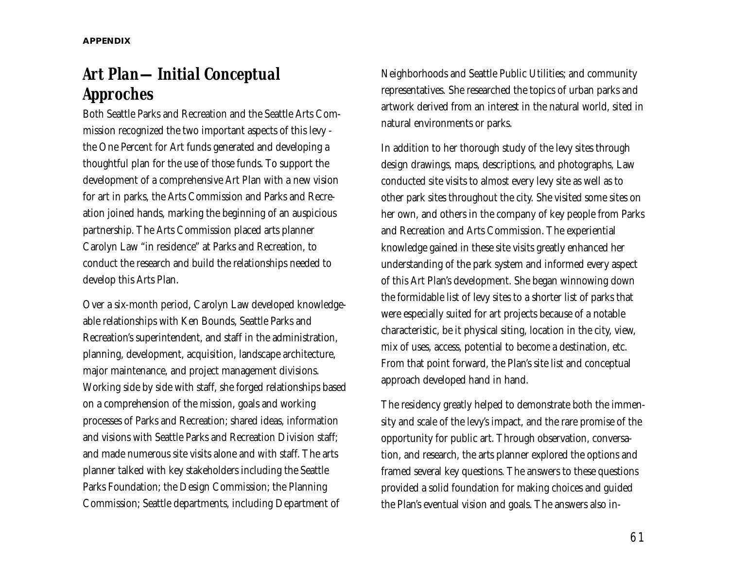## Art Plan— Initial Conceptual Approches

Both Seattle Parks and Recreation and the Seattle Arts Commission recognized the two important aspects of this levy - the One Percent for Art funds generated and developing a thoughtful plan for the use of those funds. To support the development of a comprehensive Art Plan with a new vision for art in parks, the Arts Commission and Parks and Recreation joined hands, marking the beginning of an auspicious partnership. The Arts Commission placed arts planner Carolyn Law "in residence" at Parks and Recreation, to conduct the research and build the relationships needed to develop this Arts Plan.

Over a six-month period, Carolyn Law developed knowledgeable relationships with Ken Bounds, Seattle Parks and Recreation's superintendent, and staff in the administration, planning, development, acquisition, landscape architecture, major maintenance, and project management divisions. Working side by side with staff, she forged relationships based on a comprehension of the mission, goals and working processes of Parks and Recreation; shared ideas, information and visions with Seattle Parks and Recreation Division staff; and made numerous site visits alone and with staff. The arts planner talked with key stakeholders including the Seattle Parks Foundation; the Design Commission; the Planning Commission; Seattle departments, including Department of Neighborhoods and Seattle Public Utilities; and community representatives. She researched the topics of urban parks and artwork derived from an interest in the natural world, sited in natural environments or parks.

In addition to her thorough study of the levy sites through design drawings, maps, descriptions, and photographs, Law conducted site visits to almost every levy site as well as to other park sites throughout the city. She visited some sites on her own, and others in the company of key people from Parks and Recreation and Arts Commission. The experiential knowledge gained in these site visits greatly enhanced her understanding of the park system and informed every aspect of this Art Plan's development. She began winnowing down the formidable list of levy sites to a shorter list of parks that were especially suited for art projects because of a notable characteristic, be it physical siting, location in the city, view, mix of uses, access, potential to become a destination, etc. From that point forward, the Plan's site list and conceptual approach developed hand in hand.

The residency greatly helped to demonstrate both the immensity and scale of the levy's impact, and the rare promise of the opportunity for public art. Through observation, conversation, and research, the arts planner explored the options and framed several key questions. The answers to these questions provided a solid foundation for making choices and guided the Plan's eventual vision and goals. The answers also in-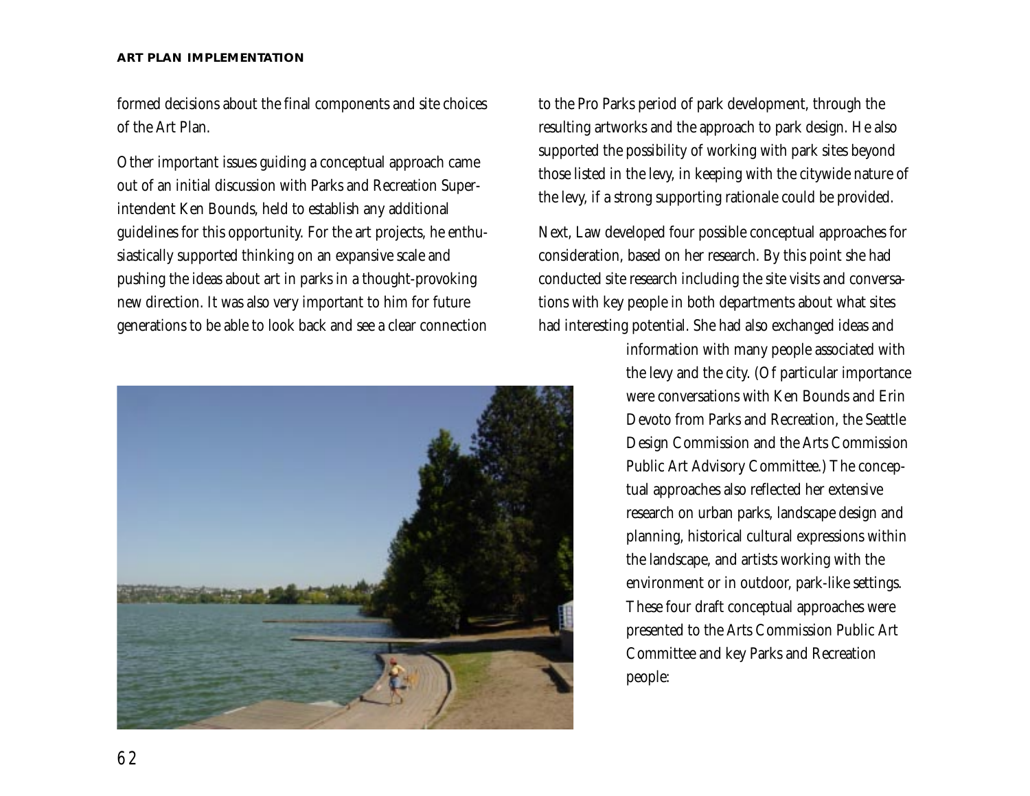formed decisions about the final components and site choices of the Art Plan.

Other important issues guiding a conceptual approach came out of an initial discussion with Parks and Recreation Superintendent Ken Bounds, held to establish any additional guidelines for this opportunity. For the art projects, he enthusiastically supported thinking on an expansive scale and pushing the ideas about art in parks in a thought-provoking new direction. It was also very important to him for future generations to be able to look back and see a clear connection to the Pro Parks period of park development, through the resulting artworks and the approach to park design. He also supported the possibility of working with park sites beyond those listed in the levy, in keeping with the citywide nature of the levy, if a strong supporting rationale could be provided.

Next, Law developed four possible conceptual approaches for consideration, based on her research. By this point she had conducted site research including the site visits and conversations with key people in both departments about what sites had interesting potential. She had also exchanged ideas and information with many people associated with the levy and the city. (Of particular importance were conversations with Ken Bounds and Erin Devoto from Parks and Recreation, the Seattle Design Commission and the Arts Commission Public Art Advisory Committee.) The conceptual approaches also reflected her extensive research on urban parks, landscape design and planning, historical cultural expressions within the landscape, and artists working with the environment or in outdoor, park-like settings. These four draft conceptual approaches were presented to the Arts Commission Public Art Committee and key Parks and Recreation people: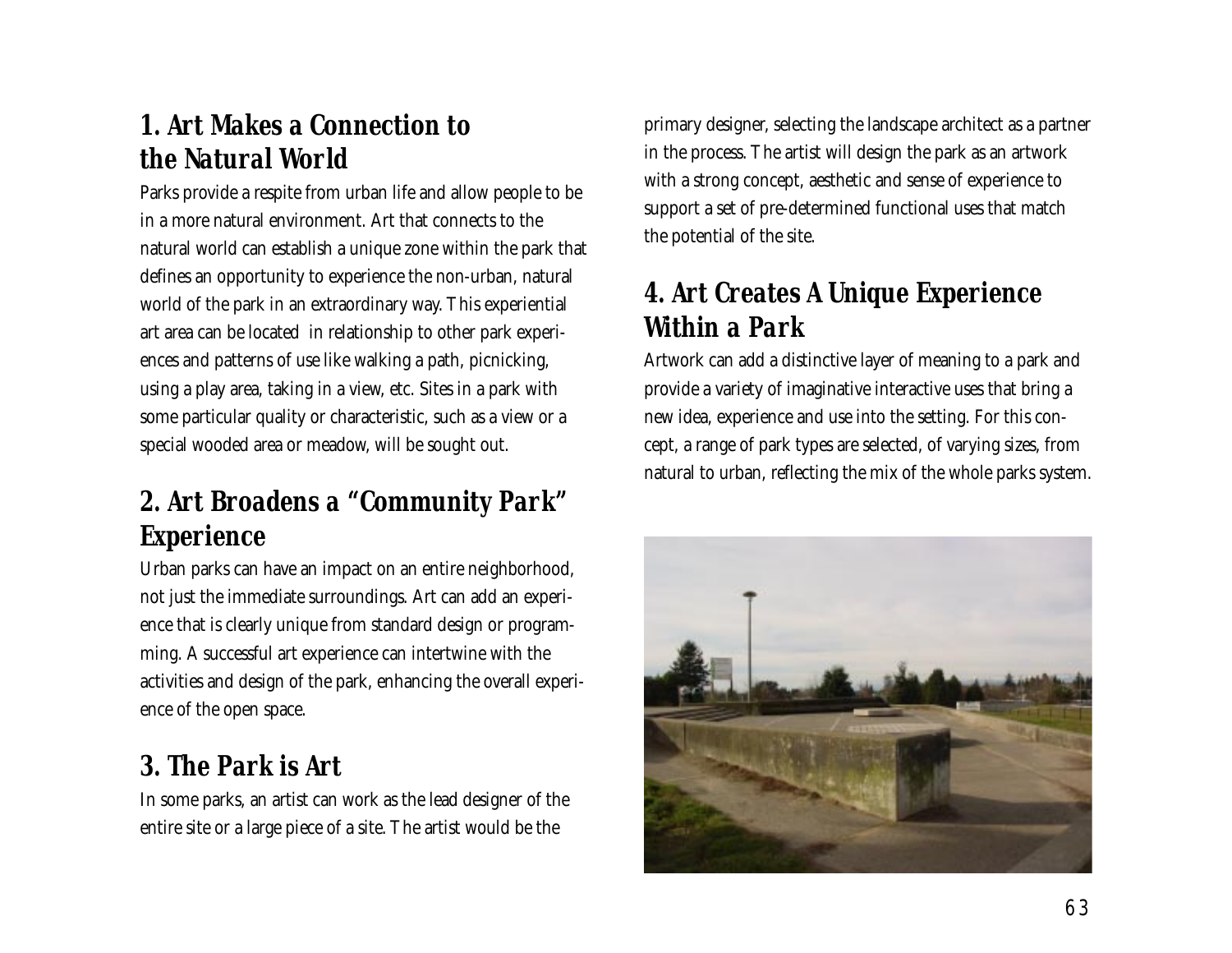## 1. Art Makes a Connection to the Natural World

Parks provide a respite from urban life and allow people to be in a more natural environment. Art that connects to the natural world can establish a unique zone within the park that defines an opportunity to experience the non-urban, natural world of the park in an extraordinary way. This experiential art area can be located in relationship to other park experiences and patterns of use like walking a path, picnicking, using a play area, taking in a view, etc. Sites in a park with some particular quality or characteristic, such as a view or a special wooded area or meadow, will be sought out.

## 2. Art Broadens a "Community Park" Experience

Urban parks can have an impact on an entire neighborhood, not just the immediate surroundings. Art can add an experience that is clearly unique from standard design or programming. A successful art experience can intertwine with the activities and design of the park, enhancing the overall experience of the open space.

## 3. The Park is Art

In some parks, an artist can work as the lead designer of the entire site or a large piece of a site. The artist would be the primary designer, selecting the landscape architect as a partner in the process. The artist will design the park as an artwork with a strong concept, aesthetic and sense of experience to support a set of pre-determined functional uses that match the potential of the site.

## 4. Art Creates A Unique Experience Within a Park

Artwork can add a distinctive layer of meaning to a park and provide a variety of imaginative interactive uses that bring a new idea, experience and use into the setting. For this concept, a range of park types are selected, of varying sizes, from natural to urban, reflecting the mix of the whole parks system.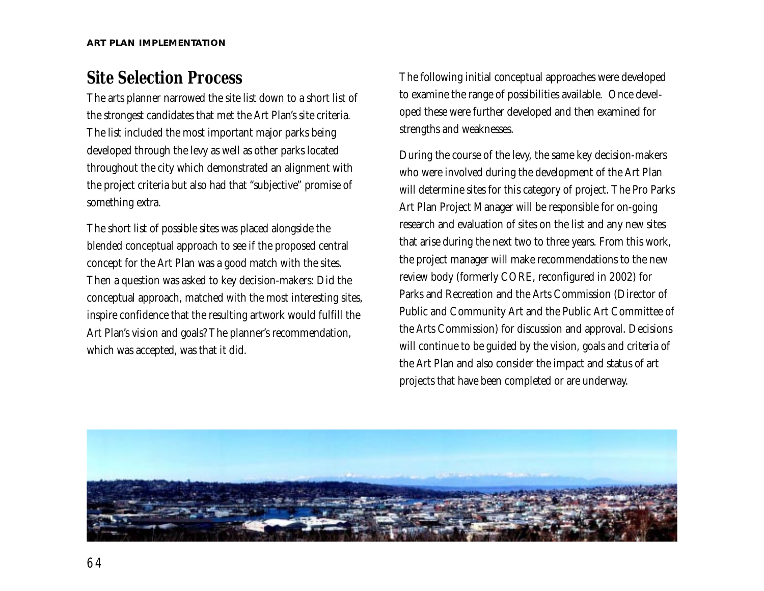## Site Selection Process

The arts planner narrowed the site list down to a short list of the strongest candidates that met the Art Plan's site criteria. The list included the most important major parks being developed through the levy as well as other parks located throughout the city which demonstrated an alignment with the project criteria but also had that "subjective" promise of something extra.

The short list of possible sites was placed alongside the blended conceptual approach to see if the proposed central concept for the Art Plan was a good match with the sites. Then a question was asked to key decision-makers: Did the conceptual approach, matched with the most interesting sites, inspire confidence that the resulting artwork would fulfill the Art Plan's vision and goals? The planner's recommendation, which was accepted, was that it did.

The following initial conceptual approaches were developed to examine the range of possibilities available. Once developed these were further developed and then examined for strengths and weaknesses.

During the course of the levy, the same key decision-makers who were involved during the development of the Art Plan will determine sites for this category of project. The Pro Parks Art Plan Project Manager will be responsible for on-going research and evaluation of sites on the list and any new sites that arise during the next two to three years. From this work, the project manager will make recommendations to the new review body (formerly CORE, reconfigured in 2002) for Parks and Recreation and the Arts Commission (Director of Public and Community Art and the Public Art Committee of the Arts Commission) for discussion and approval. Decisions will continue to be guided by the vision, goals and criteria of the Art Plan and also consider the impact and status of art projects that have been completed or are underway.